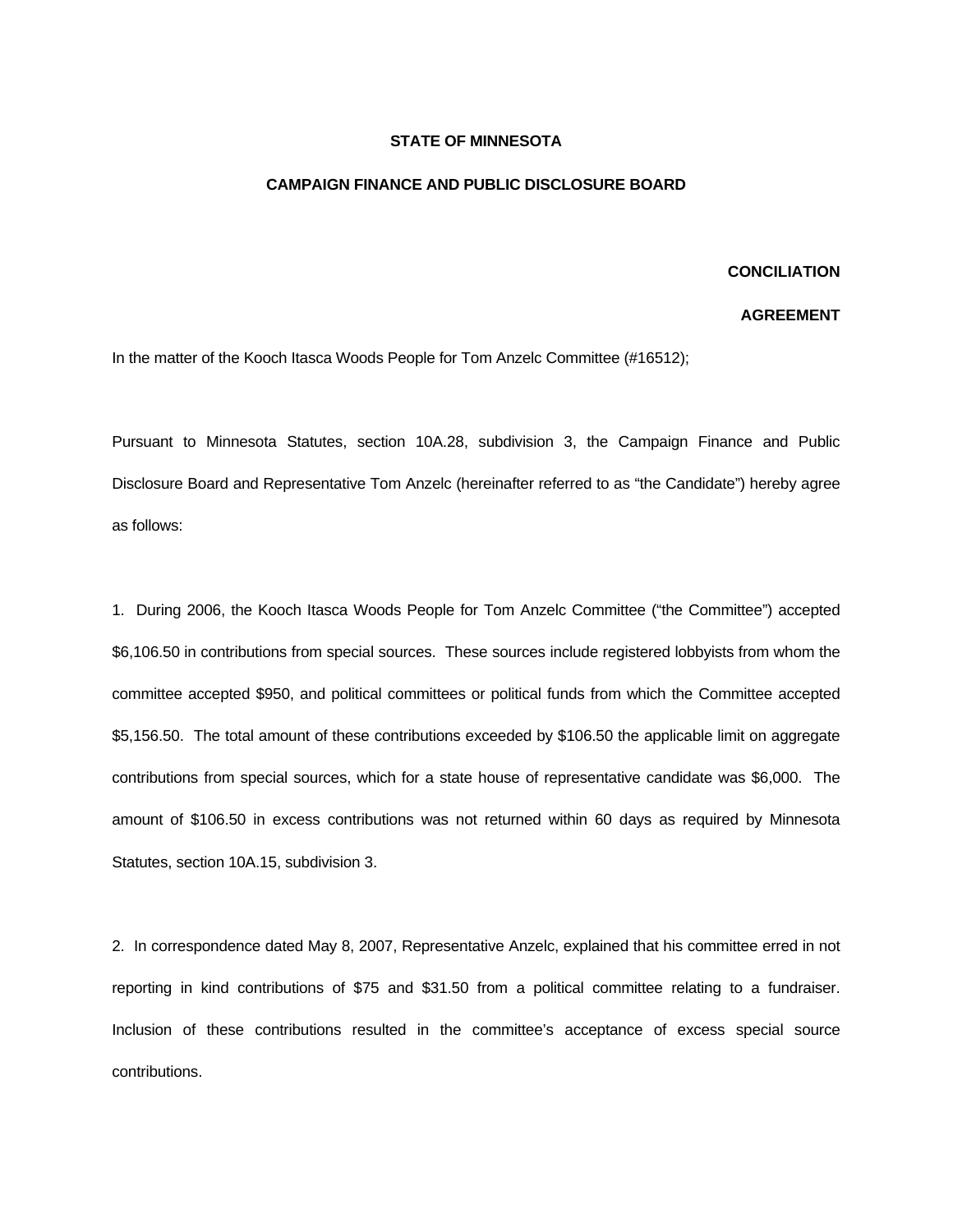**STATE OF MINNESOTA**

**CAMPAIGN FINANCE AND PUBLIC DISCLOSURE BOARD**

**CONCILIATION**

**AGREEMENT**

In the matter of the Kooch Itasca Woods People for Tom Anzelc Committee (#16512);

Pursuant to Minnesota Statutes, section 10A.28, subdivision 3, the Campaign Finance and Public Disclosure Board and Representative Tom Anzelc (hereinafter referred to as "the Candidate") hereby agree as follows:

1. During 2006, the Kooch Itasca Woods People for Tom Anzelc Committee ("the Committee") accepted $6,106.50 in contributions from special sources. These sources include registered lobbyists from whom the committee accepted $950, and political committees or political funds from which the Committee accepted $5,156.50. The total amount of these contributions exceeded by $106.50 the applicable limit on aggregate contributions from special sources, which for a state house of representative candidate was $6,000. The amount of $106.50 in excess contributions was not returned within 60 days as required by Minnesota Statutes, section 10A.15, subdivision 3.

2. In correspondence dated May 8, 2007, Representative Anzelc, explained that his committee erred in not reporting in kind contributions of $75 and $31.50 from a political committee relating to a fundraiser. Inclusion of these contributions resulted in the committee's acceptance of excess special source contributions.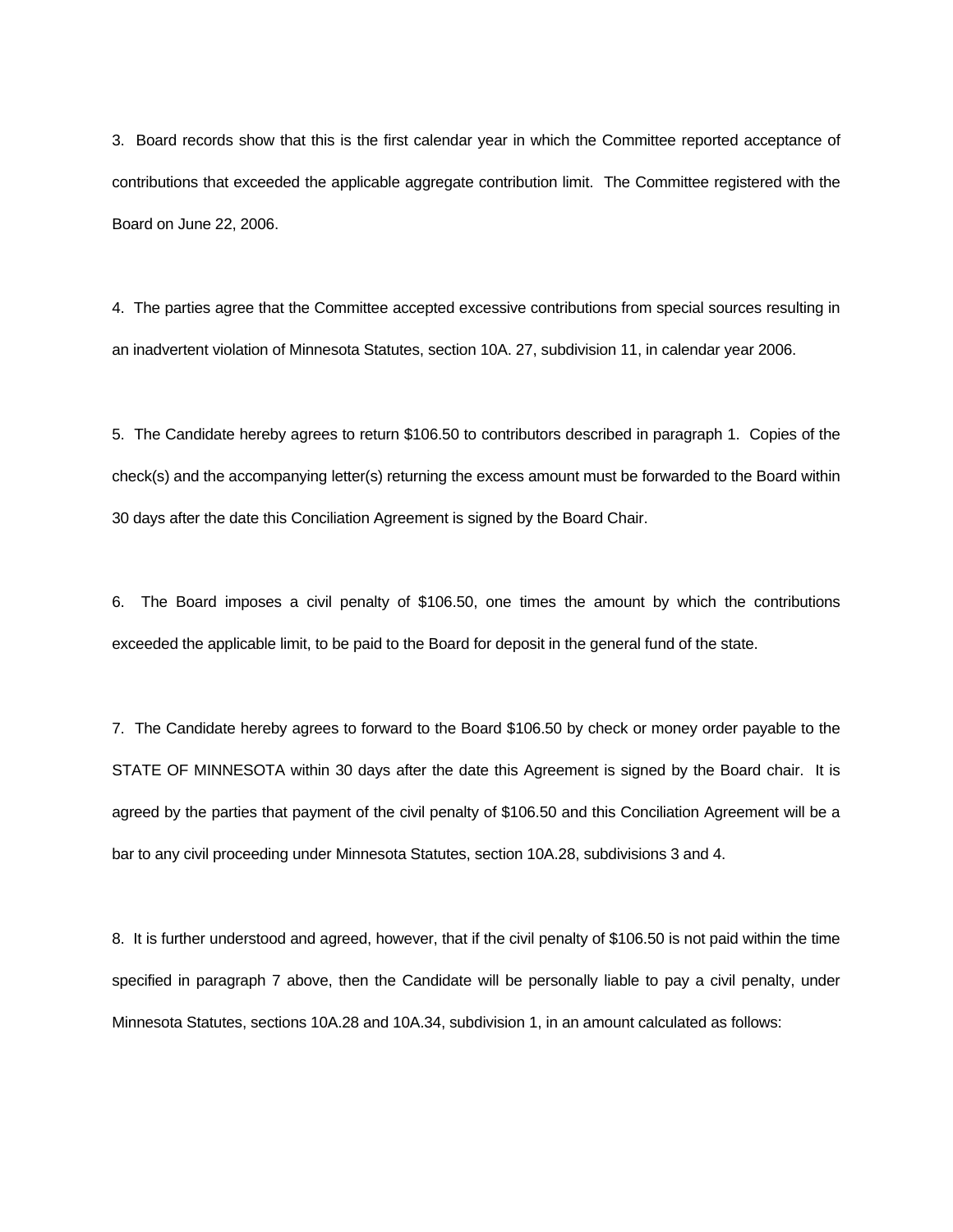3. Board records show that this is the first calendar year in which the Committee reported acceptance of contributions that exceeded the applicable aggregate contribution limit. The Committee registered with the Board on June 22, 2006.

4. The parties agree that the Committee accepted excessive contributions from special sources resulting in an inadvertent violation of Minnesota Statutes, section 10A. 27, subdivision 11, in calendar year 2006.

5. The Candidate hereby agrees to return $106.50 to contributors described in paragraph 1. Copies of the check(s) and the accompanying letter(s) returning the excess amount must be forwarded to the Board within 30 days after the date this Conciliation Agreement is signed by the Board Chair.

6. The Board imposes a civil penalty of $106.50, one times the amount by which the contributions exceeded the applicable limit, to be paid to the Board for deposit in the general fund of the state.

7. The Candidate hereby agrees to forward to the Board $106.50 by check or money order payable to the STATE OF MINNESOTA within 30 days after the date this Agreement is signed by the Board chair. It is agreed by the parties that payment of the civil penalty of $106.50 and this Conciliation Agreement will be a bar to any civil proceeding under Minnesota Statutes, section 10A.28, subdivisions 3 and 4.

8. It is further understood and agreed, however, that if the civil penalty of $106.50 is not paid within the time specified in paragraph 7 above, then the Candidate will be personally liable to pay a civil penalty, under Minnesota Statutes, sections 10A.28 and 10A.34, subdivision 1, in an amount calculated as follows: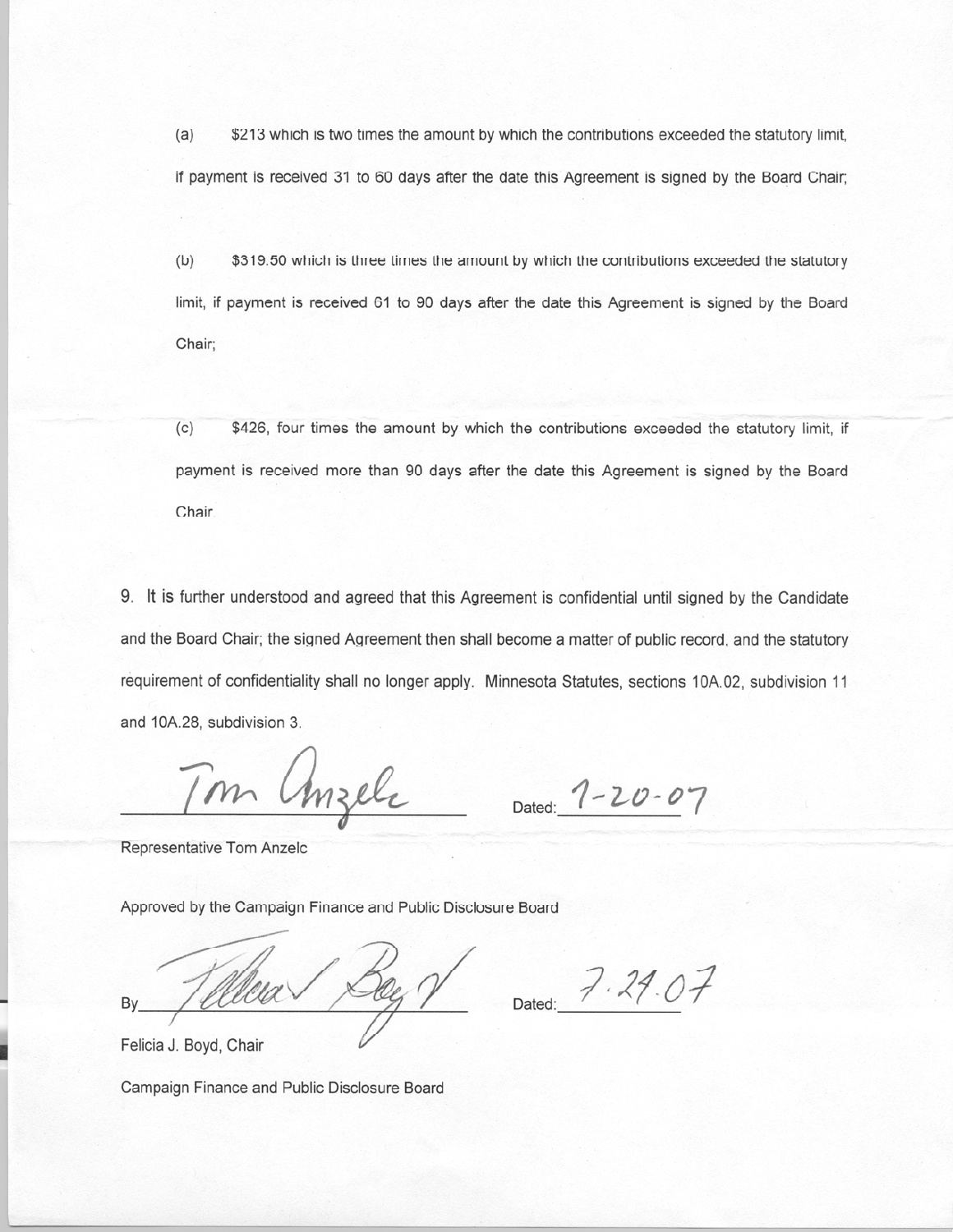(a) $213 which is two times the amount by which the contributions exceeded the statutory limit, if payment is received 31 to 60 days after the date this Agreement is signed by the Board Chair;

(b) $319.50 which is three times the amount by which the contributions exceeded the statutory limit, if payment is received 61 to 90 days after the date this Agreement is signed by the Board Chair;

(c) $426, four times the amount by which the contributions exceeded the statutory limit, if payment is received more than 90 days after the date this Agreement is signed by the Board Chair

9. It is further understood and agreed that this Agreement is confidential until signed by the Candidate and the Board Chair; the signed Agreement then shall become a matter of public record, and the statutory requirement of confidentiality shall no longer apply. Minnesota Statutes, sections 10A.02, subdivision 11 and 10A.28, subdivision 3.

Tom Anzelc Dated: 7-20-07

Representative Tom Anzelc

Approved by the Campaign Finance and Public Disclosure Board

By Felicia J. Boyd Dated: 7.24.07

Felicia J. Boyd, Chair

Campaign Finance and Public Disclosure Board